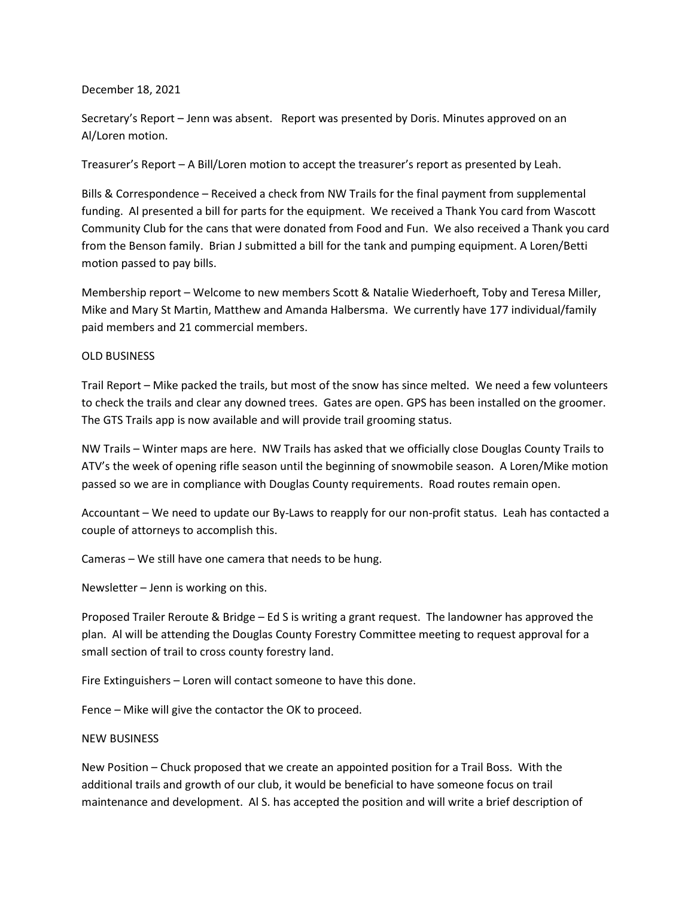December 18, 2021

Secretary's Report – Jenn was absent. Report was presented by Doris. Minutes approved on an Al/Loren motion.

Treasurer's Report – A Bill/Loren motion to accept the treasurer's report as presented by Leah.

Bills & Correspondence – Received a check from NW Trails for the final payment from supplemental funding. Al presented a bill for parts for the equipment. We received a Thank You card from Wascott Community Club for the cans that were donated from Food and Fun. We also received a Thank you card from the Benson family. Brian J submitted a bill for the tank and pumping equipment. A Loren/Betti motion passed to pay bills.

Membership report – Welcome to new members Scott & Natalie Wiederhoeft, Toby and Teresa Miller, Mike and Mary St Martin, Matthew and Amanda Halbersma. We currently have 177 individual/family paid members and 21 commercial members.

OLD BUSINESS

Trail Report – Mike packed the trails, but most of the snow has since melted. We need a few volunteers to check the trails and clear any downed trees. Gates are open. GPS has been installed on the groomer. The GTS Trails app is now available and will provide trail grooming status.

NW Trails – Winter maps are here. NW Trails has asked that we officially close Douglas County Trails to ATV's the week of opening rifle season until the beginning of snowmobile season. A Loren/Mike motion passed so we are in compliance with Douglas County requirements. Road routes remain open.

Accountant – We need to update our By-Laws to reapply for our non-profit status. Leah has contacted a couple of attorneys to accomplish this.

Cameras – We still have one camera that needs to be hung.

Newsletter – Jenn is working on this.

Proposed Trailer Reroute & Bridge – Ed S is writing a grant request. The landowner has approved the plan. Al will be attending the Douglas County Forestry Committee meeting to request approval for a small section of trail to cross county forestry land.

Fire Extinguishers – Loren will contact someone to have this done.

Fence – Mike will give the contactor the OK to proceed.

NEW BUSINESS

New Position – Chuck proposed that we create an appointed position for a Trail Boss. With the additional trails and growth of our club, it would be beneficial to have someone focus on trail maintenance and development. Al S. has accepted the position and will write a brief description of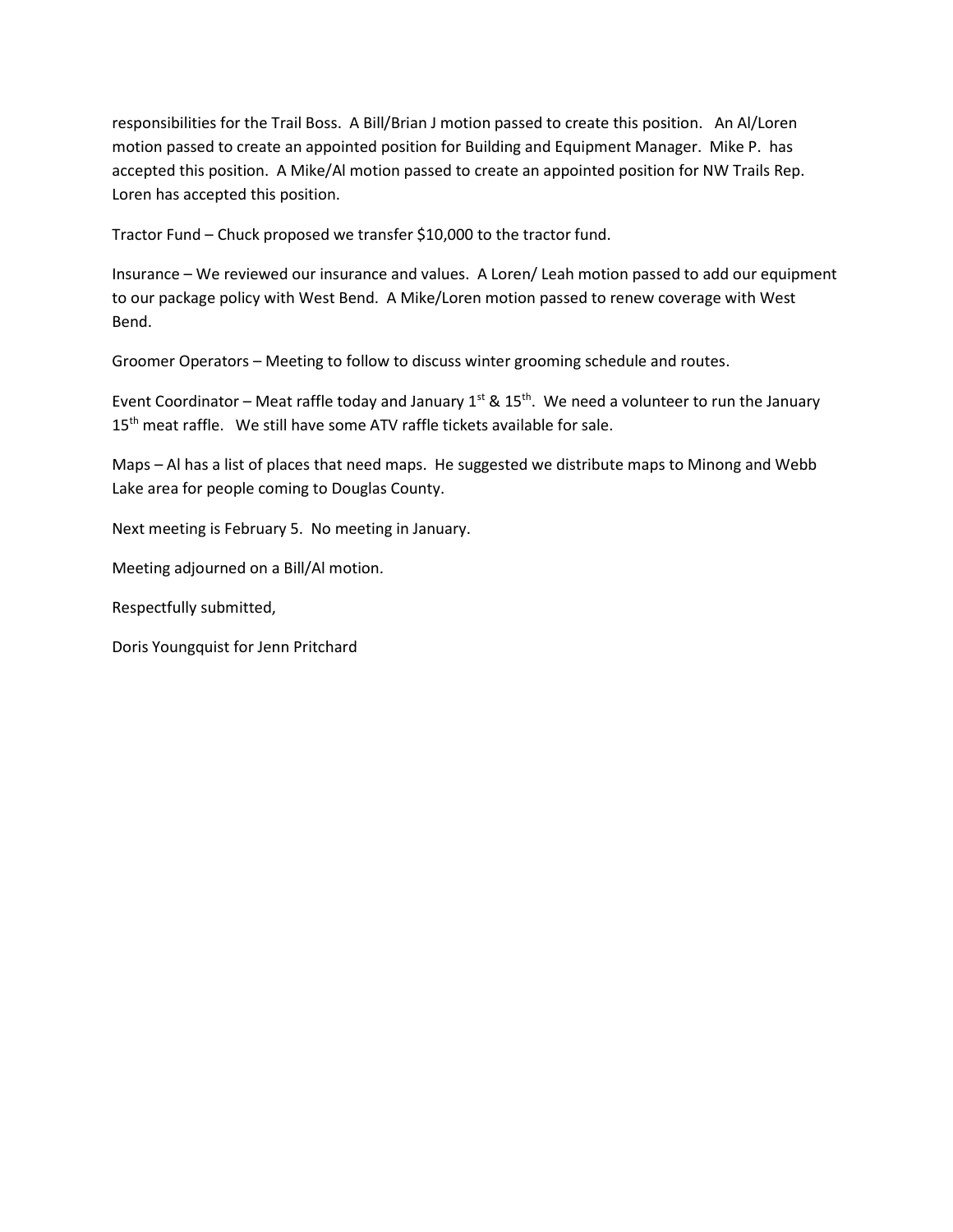responsibilities for the Trail Boss. A Bill/Brian J motion passed to create this position. An Al/Loren motion passed to create an appointed position for Building and Equipment Manager. Mike P. has accepted this position. A Mike/Al motion passed to create an appointed position for NW Trails Rep. Loren has accepted this position.

Tractor Fund – Chuck proposed we transfer $10,000 to the tractor fund.

Insurance – We reviewed our insurance and values. A Loren/ Leah motion passed to add our equipment to our package policy with West Bend. A Mike/Loren motion passed to renew coverage with West Bend.

Groomer Operators – Meeting to follow to discuss winter grooming schedule and routes.

Event Coordinator – Meat raffle today and January 1st & 15th. We need a volunteer to run the January 15th meat raffle. We still have some ATV raffle tickets available for sale.

Maps – Al has a list of places that need maps. He suggested we distribute maps to Minong and Webb Lake area for people coming to Douglas County.

Next meeting is February 5. No meeting in January.

Meeting adjourned on a Bill/Al motion.

Respectfully submitted,

Doris Youngquist for Jenn Pritchard